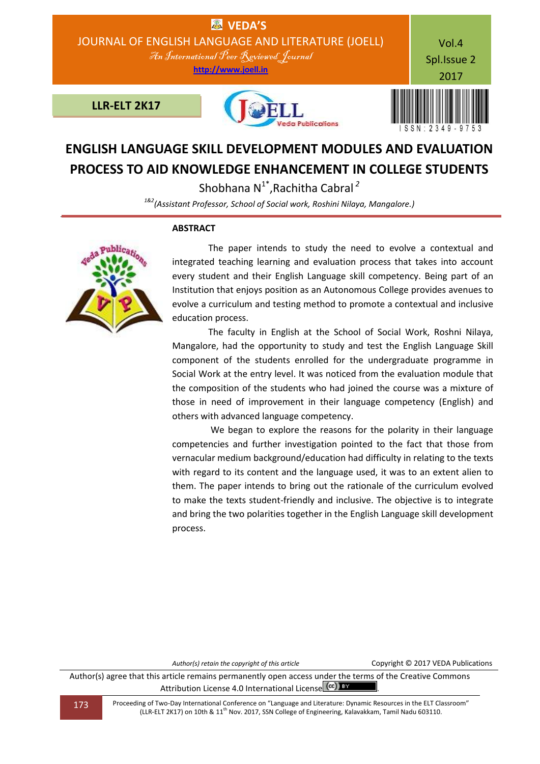# ENGLISH LANGUAGE SKILL DEVELOPMENT MODULES AND EVALUATION PROCESS TO AID KNOWLEDGE ENHANCEMENT IN COLLEGE STUDENTS

Shobhana N[1*], Rachitha Cabral[2]

[1&2](*Assistant Professor, School of Social work, Roshini Nilaya, Mangalore.*)

## ABSTRACT

The paper intends to study the need to evolve a contextual and integrated teaching learning and evaluation process that takes into account every student and their English Language skill competency. Being part of an Institution that enjoys position as an Autonomous College provides avenues to evolve a curriculum and testing method to promote a contextual and inclusive education process.

The faculty in English at the School of Social Work, Roshni Nilaya, Mangalore, had the opportunity to study and test the English Language Skill component of the students enrolled for the undergraduate programme in Social Work at the entry level. It was noticed from the evaluation module that the composition of the students who had joined the course was a mixture of those in need of improvement in their language competency (English) and others with advanced language competency.

We began to explore the reasons for the polarity in their language competencies and further investigation pointed to the fact that those from vernacular medium background/education had difficulty in relating to the texts with regard to its content and the language used, it was to an extent alien to them. The paper intends to bring out the rationale of the curriculum evolved to make the texts student-friendly and inclusive. The objective is to integrate and bring the two polarities together in the English Language skill development process.

*Author(s) retain the copyright of this article* Copyright © 2017 VEDA Publications

Author(s) agree that this article remains permanently open access under the terms of the Creative Commons Attribution License 4.0 International License.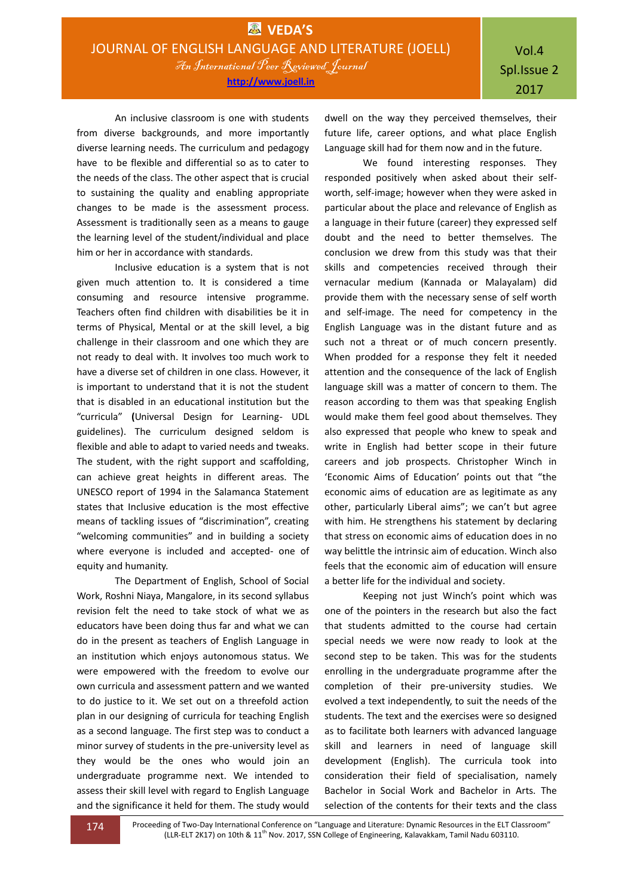An inclusive classroom is one with students from diverse backgrounds, and more importantly diverse learning needs. The curriculum and pedagogy have to be flexible and differential so as to cater to the needs of the class. The other aspect that is crucial to sustaining the quality and enabling appropriate changes to be made is the assessment process. Assessment is traditionally seen as a means to gauge the learning level of the student/individual and place him or her in accordance with standards.

Inclusive education is a system that is not given much attention to. It is considered a time consuming and resource intensive programme. Teachers often find children with disabilities be it in terms of Physical, Mental or at the skill level, a big challenge in their classroom and one which they are not ready to deal with. It involves too much work to have a diverse set of children in one class. However, it is important to understand that it is not the student that is disabled in an educational institution but the "curricula" **(**Universal Design for Learning- UDL guidelines). The curriculum designed seldom is flexible and able to adapt to varied needs and tweaks. The student, with the right support and scaffolding, can achieve great heights in different areas. The UNESCO report of 1994 in the Salamanca Statement states that Inclusive education is the most effective means of tackling issues of "discrimination", creating "welcoming communities" and in building a society where everyone is included and accepted- one of equity and humanity.

The Department of English, School of Social Work, Roshni Niaya, Mangalore, in its second syllabus revision felt the need to take stock of what we as educators have been doing thus far and what we can do in the present as teachers of English Language in an institution which enjoys autonomous status. We were empowered with the freedom to evolve our own curricula and assessment pattern and we wanted to do justice to it. We set out on a threefold action plan in our designing of curricula for teaching English as a second language. The first step was to conduct a minor survey of students in the pre-university level as they would be the ones who would join an undergraduate programme next. We intended to assess their skill level with regard to English Language and the significance it held for them. The study would dwell on the way they perceived themselves, their future life, career options, and what place English Language skill had for them now and in the future.

We found interesting responses. They responded positively when asked about their self-worth, self-image; however when they were asked in particular about the place and relevance of English as a language in their future (career) they expressed self doubt and the need to better themselves. The conclusion we drew from this study was that their skills and competencies received through their vernacular medium (Kannada or Malayalam) did provide them with the necessary sense of self worth and self-image. The need for competency in the English Language was in the distant future and as such not a threat or of much concern presently. When prodded for a response they felt it needed attention and the consequence of the lack of English language skill was a matter of concern to them. The reason according to them was that speaking English would make them feel good about themselves. They also expressed that people who knew to speak and write in English had better scope in their future careers and job prospects. Christopher Winch in 'Economic Aims of Education' points out that "the economic aims of education are as legitimate as any other, particularly Liberal aims"; we can't but agree with him. He strengthens his statement by declaring that stress on economic aims of education does in no way belittle the intrinsic aim of education. Winch also feels that the economic aim of education will ensure a better life for the individual and society.

Keeping not just Winch's point which was one of the pointers in the research but also the fact that students admitted to the course had certain special needs we were now ready to look at the second step to be taken. This was for the students enrolling in the undergraduate programme after the completion of their pre-university studies. We evolved a text independently, to suit the needs of the students. The text and the exercises were so designed as to facilitate both learners with advanced language skill and learners in need of language skill development (English). The curricula took into consideration their field of specialisation, namely Bachelor in Social Work and Bachelor in Arts. The selection of the contents for their texts and the class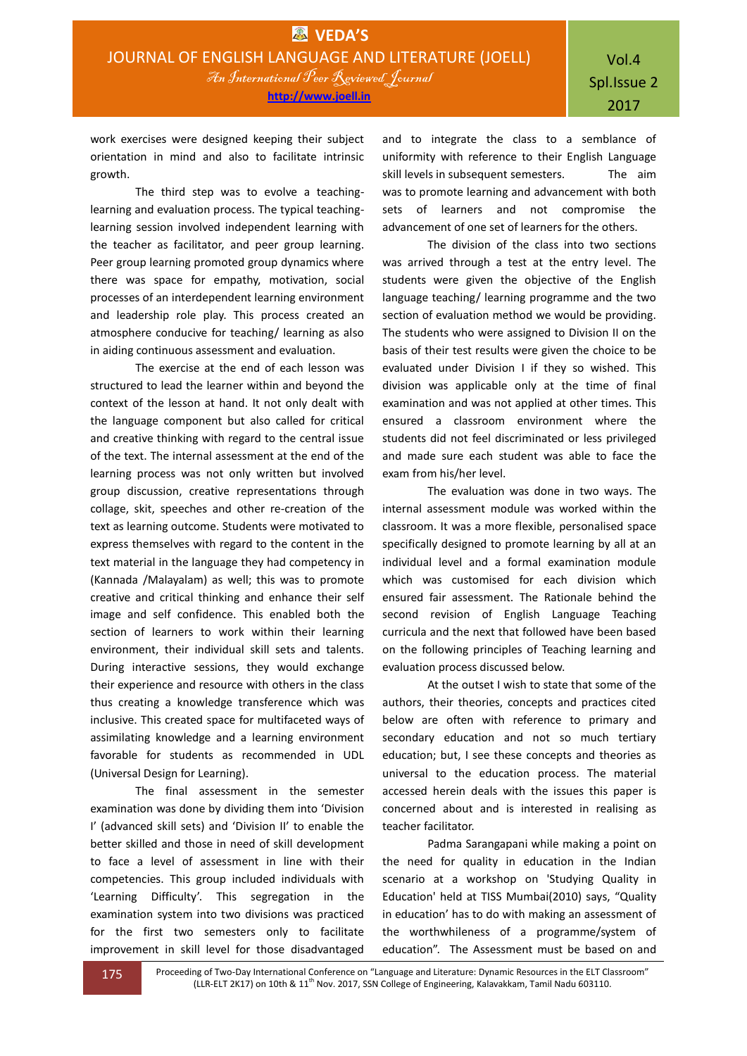work exercises were designed keeping their subject orientation in mind and also to facilitate intrinsic growth.

The third step was to evolve a teaching-learning and evaluation process. The typical teaching-learning session involved independent learning with the teacher as facilitator, and peer group learning. Peer group learning promoted group dynamics where there was space for empathy, motivation, social processes of an interdependent learning environment and leadership role play. This process created an atmosphere conducive for teaching/ learning as also in aiding continuous assessment and evaluation.

The exercise at the end of each lesson was structured to lead the learner within and beyond the context of the lesson at hand. It not only dealt with the language component but also called for critical and creative thinking with regard to the central issue of the text. The internal assessment at the end of the learning process was not only written but involved group discussion, creative representations through collage, skit, speeches and other re-creation of the text as learning outcome. Students were motivated to express themselves with regard to the content in the text material in the language they had competency in (Kannada /Malayalam) as well; this was to promote creative and critical thinking and enhance their self image and self confidence. This enabled both the section of learners to work within their learning environment, their individual skill sets and talents. During interactive sessions, they would exchange their experience and resource with others in the class thus creating a knowledge transference which was inclusive. This created space for multifaceted ways of assimilating knowledge and a learning environment favorable for students as recommended in UDL (Universal Design for Learning).

The final assessment in the semester examination was done by dividing them into 'Division I' (advanced skill sets) and 'Division II' to enable the better skilled and those in need of skill development to face a level of assessment in line with their competencies. This group included individuals with 'Learning Difficulty'. This segregation in the examination system into two divisions was practiced for the first two semesters only to facilitate improvement in skill level for those disadvantaged and to integrate the class to a semblance of uniformity with reference to their English Language skill levels in subsequent semesters. The aim was to promote learning and advancement with both sets of learners and not compromise the advancement of one set of learners for the others.

The division of the class into two sections was arrived through a test at the entry level. The students were given the objective of the English language teaching/ learning programme and the two section of evaluation method we would be providing. The students who were assigned to Division II on the basis of their test results were given the choice to be evaluated under Division I if they so wished. This division was applicable only at the time of final examination and was not applied at other times. This ensured a classroom environment where the students did not feel discriminated or less privileged and made sure each student was able to face the exam from his/her level.

The evaluation was done in two ways. The internal assessment module was worked within the classroom. It was a more flexible, personalised space specifically designed to promote learning by all at an individual level and a formal examination module which was customised for each division which ensured fair assessment. The Rationale behind the second revision of English Language Teaching curricula and the next that followed have been based on the following principles of Teaching learning and evaluation process discussed below.

At the outset I wish to state that some of the authors, their theories, concepts and practices cited below are often with reference to primary and secondary education and not so much tertiary education; but, I see these concepts and theories as universal to the education process. The material accessed herein deals with the issues this paper is concerned about and is interested in realising as teacher facilitator.

Padma Sarangapani while making a point on the need for quality in education in the Indian scenario at a workshop on 'Studying Quality in Education' held at TISS Mumbai(2010) says, "Quality in education' has to do with making an assessment of the worthwhileness of a programme/system of education". The Assessment must be based on and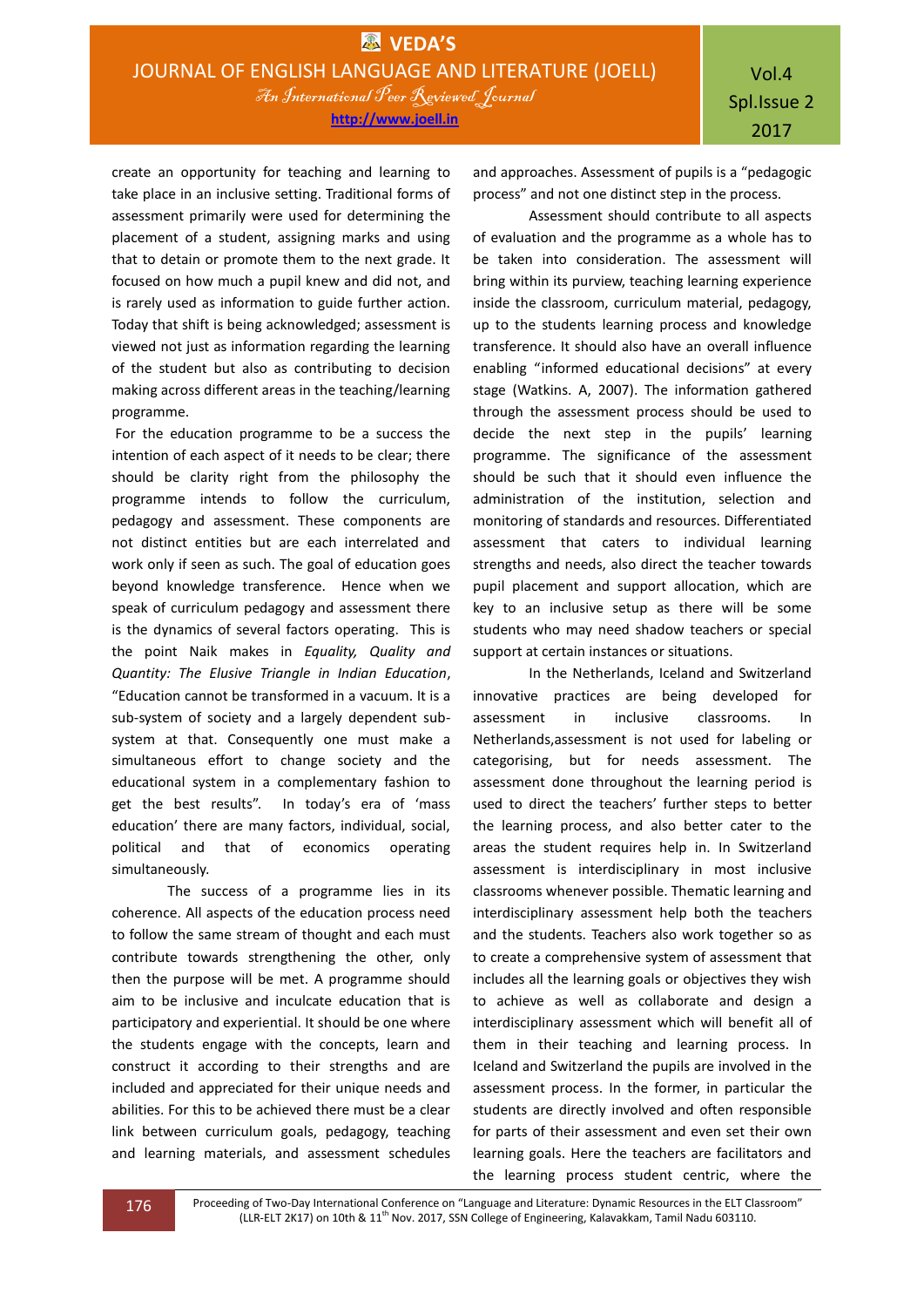create an opportunity for teaching and learning to take place in an inclusive setting. Traditional forms of assessment primarily were used for determining the placement of a student, assigning marks and using that to detain or promote them to the next grade. It focused on how much a pupil knew and did not, and is rarely used as information to guide further action. Today that shift is being acknowledged; assessment is viewed not just as information regarding the learning of the student but also as contributing to decision making across different areas in the teaching/learning programme.

For the education programme to be a success the intention of each aspect of it needs to be clear; there should be clarity right from the philosophy the programme intends to follow the curriculum, pedagogy and assessment. These components are not distinct entities but are each interrelated and work only if seen as such. The goal of education goes beyond knowledge transference. Hence when we speak of curriculum pedagogy and assessment there is the dynamics of several factors operating. This is the point Naik makes in *Equality, Quality and Quantity: The Elusive Triangle in Indian Education*, "Education cannot be transformed in a vacuum. It is a sub-system of society and a largely dependent sub-system at that. Consequently one must make a simultaneous effort to change society and the educational system in a complementary fashion to get the best results". In today's era of 'mass education' there are many factors, individual, social, political and that of economics operating simultaneously.

The success of a programme lies in its coherence. All aspects of the education process need to follow the same stream of thought and each must contribute towards strengthening the other, only then the purpose will be met. A programme should aim to be inclusive and inculcate education that is participatory and experiential. It should be one where the students engage with the concepts, learn and construct it according to their strengths and are included and appreciated for their unique needs and abilities. For this to be achieved there must be a clear link between curriculum goals, pedagogy, teaching and learning materials, and assessment schedules and approaches. Assessment of pupils is a "pedagogic process" and not one distinct step in the process.

Assessment should contribute to all aspects of evaluation and the programme as a whole has to be taken into consideration. The assessment will bring within its purview, teaching learning experience inside the classroom, curriculum material, pedagogy, up to the students learning process and knowledge transference. It should also have an overall influence enabling "informed educational decisions" at every stage (Watkins. A, 2007). The information gathered through the assessment process should be used to decide the next step in the pupils' learning programme. The significance of the assessment should be such that it should even influence the administration of the institution, selection and monitoring of standards and resources. Differentiated assessment that caters to individual learning strengths and needs, also direct the teacher towards pupil placement and support allocation, which are key to an inclusive setup as there will be some students who may need shadow teachers or special support at certain instances or situations.

In the Netherlands, Iceland and Switzerland innovative practices are being developed for assessment in inclusive classrooms. In Netherlands,assessment is not used for labeling or categorising, but for needs assessment. The assessment done throughout the learning period is used to direct the teachers' further steps to better the learning process, and also better cater to the areas the student requires help in. In Switzerland assessment is interdisciplinary in most inclusive classrooms whenever possible. Thematic learning and interdisciplinary assessment help both the teachers and the students. Teachers also work together so as to create a comprehensive system of assessment that includes all the learning goals or objectives they wish to achieve as well as collaborate and design a interdisciplinary assessment which will benefit all of them in their teaching and learning process. In Iceland and Switzerland the pupils are involved in the assessment process. In the former, in particular the students are directly involved and often responsible for parts of their assessment and even set their own learning goals. Here the teachers are facilitators and the learning process student centric, where the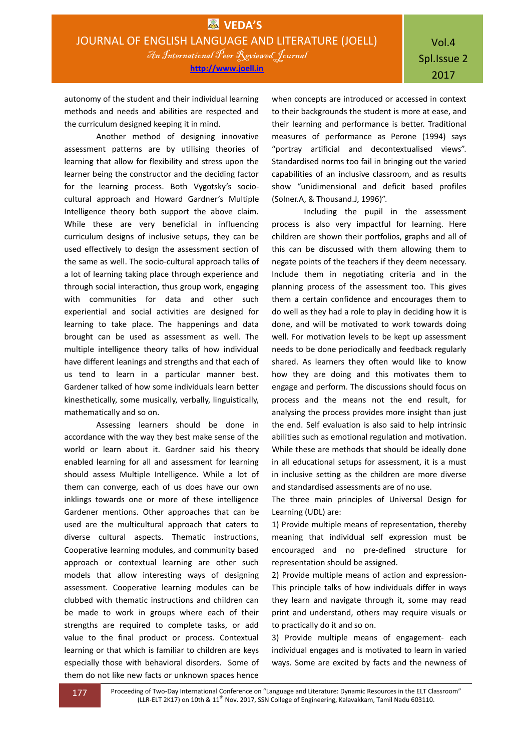autonomy of the student and their individual learning methods and needs and abilities are respected and the curriculum designed keeping it in mind.

Another method of designing innovative assessment patterns are by utilising theories of learning that allow for flexibility and stress upon the learner being the constructor and the deciding factor for the learning process. Both Vygotsky's socio-cultural approach and Howard Gardner's Multiple Intelligence theory both support the above claim. While these are very beneficial in influencing curriculum designs of inclusive setups, they can be used effectively to design the assessment section of the same as well. The socio-cultural approach talks of a lot of learning taking place through experience and through social interaction, thus group work, engaging with communities for data and other such experiential and social activities are designed for learning to take place. The happenings and data brought can be used as assessment as well. The multiple intelligence theory talks of how individual have different leanings and strengths and that each of us tend to learn in a particular manner best. Gardener talked of how some individuals learn better kinesthetically, some musically, verbally, linguistically, mathematically and so on.

Assessing learners should be done in accordance with the way they best make sense of the world or learn about it. Gardner said his theory enabled learning for all and assessment for learning should assess Multiple Intelligence. While a lot of them can converge, each of us does have our own inklings towards one or more of these intelligence Gardener mentions. Other approaches that can be used are the multicultural approach that caters to diverse cultural aspects. Thematic instructions, Cooperative learning modules, and community based approach or contextual learning are other such models that allow interesting ways of designing assessment. Cooperative learning modules can be clubbed with thematic instructions and children can be made to work in groups where each of their strengths are required to complete tasks, or add value to the final product or process. Contextual learning or that which is familiar to children are keys especially those with behavioral disorders. Some of them do not like new facts or unknown spaces hence when concepts are introduced or accessed in context to their backgrounds the student is more at ease, and their learning and performance is better. Traditional measures of performance as Perone (1994) says "portray artificial and decontextualised views". Standardised norms too fail in bringing out the varied capabilities of an inclusive classroom, and as results show "unidimensional and deficit based profiles (Solner.A, & Thousand.J, 1996)".

Including the pupil in the assessment process is also very impactful for learning. Here children are shown their portfolios, graphs and all of this can be discussed with them allowing them to negate points of the teachers if they deem necessary. Include them in negotiating criteria and in the planning process of the assessment too. This gives them a certain confidence and encourages them to do well as they had a role to play in deciding how it is done, and will be motivated to work towards doing well. For motivation levels to be kept up assessment needs to be done periodically and feedback regularly shared. As learners they often would like to know how they are doing and this motivates them to engage and perform. The discussions should focus on process and the means not the end result, for analysing the process provides more insight than just the end. Self evaluation is also said to help intrinsic abilities such as emotional regulation and motivation. While these are methods that should be ideally done in all educational setups for assessment, it is a must in inclusive setting as the children are more diverse and standardised assessments are of no use.

The three main principles of Universal Design for Learning (UDL) are:

1) Provide multiple means of representation, thereby meaning that individual self expression must be encouraged and no pre-defined structure for representation should be assigned.

2) Provide multiple means of action and expression- This principle talks of how individuals differ in ways they learn and navigate through it, some may read print and understand, others may require visuals or to practically do it and so on.

3) Provide multiple means of engagement- each individual engages and is motivated to learn in varied ways. Some are excited by facts and the newness of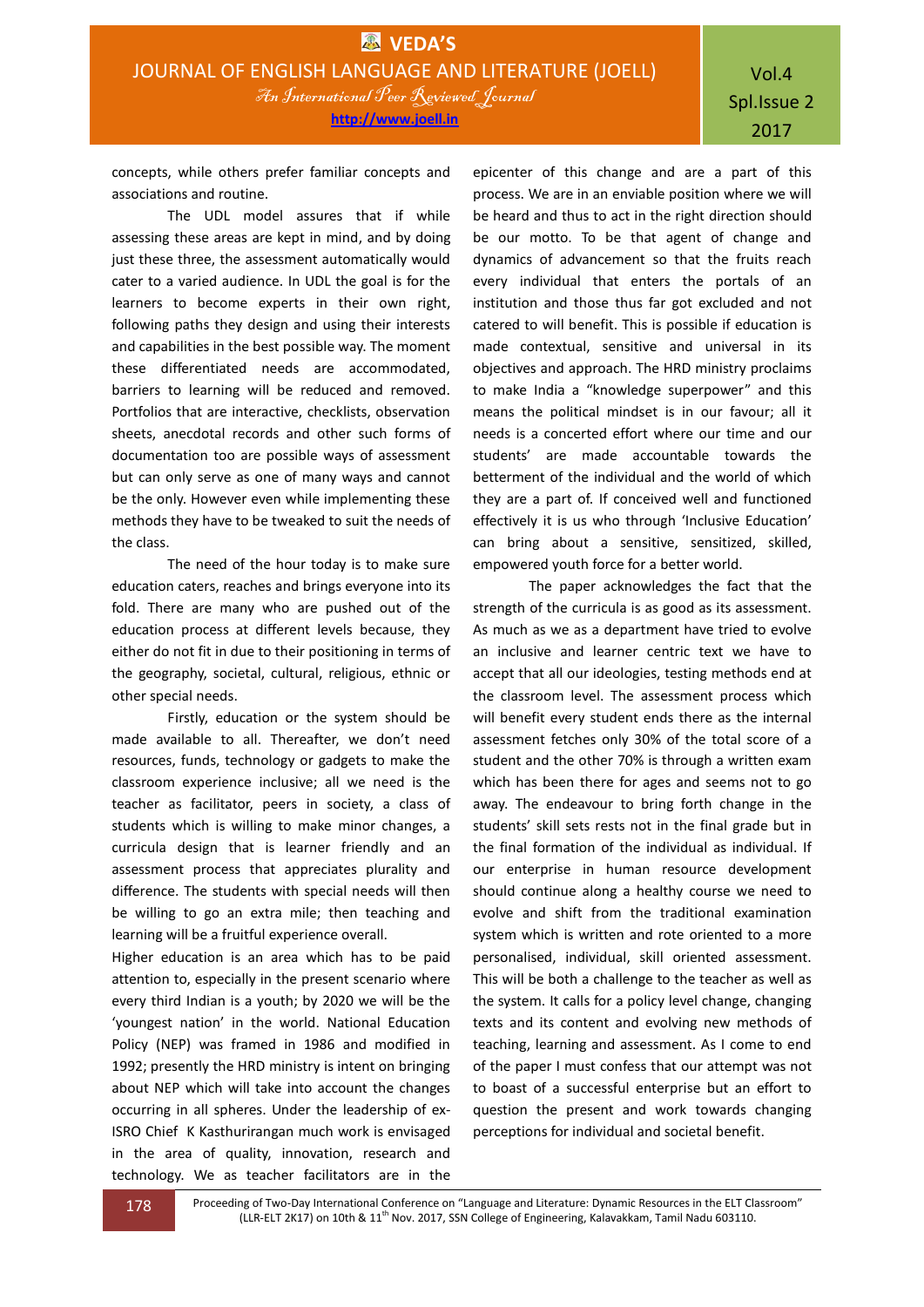concepts, while others prefer familiar concepts and associations and routine.

The UDL model assures that if while assessing these areas are kept in mind, and by doing just these three, the assessment automatically would cater to a varied audience. In UDL the goal is for the learners to become experts in their own right, following paths they design and using their interests and capabilities in the best possible way. The moment these differentiated needs are accommodated, barriers to learning will be reduced and removed. Portfolios that are interactive, checklists, observation sheets, anecdotal records and other such forms of documentation too are possible ways of assessment but can only serve as one of many ways and cannot be the only. However even while implementing these methods they have to be tweaked to suit the needs of the class.

The need of the hour today is to make sure education caters, reaches and brings everyone into its fold. There are many who are pushed out of the education process at different levels because, they either do not fit in due to their positioning in terms of the geography, societal, cultural, religious, ethnic or other special needs.

Firstly, education or the system should be made available to all. Thereafter, we don't need resources, funds, technology or gadgets to make the classroom experience inclusive; all we need is the teacher as facilitator, peers in society, a class of students which is willing to make minor changes, a curricula design that is learner friendly and an assessment process that appreciates plurality and difference. The students with special needs will then be willing to go an extra mile; then teaching and learning will be a fruitful experience overall.

Higher education is an area which has to be paid attention to, especially in the present scenario where every third Indian is a youth; by 2020 we will be the 'youngest nation' in the world. National Education Policy (NEP) was framed in 1986 and modified in 1992; presently the HRD ministry is intent on bringing about NEP which will take into account the changes occurring in all spheres. Under the leadership of ex-ISRO Chief K Kasthurirangan much work is envisaged in the area of quality, innovation, research and technology. We as teacher facilitators are in the epicenter of this change and are a part of this process. We are in an enviable position where we will be heard and thus to act in the right direction should be our motto. To be that agent of change and dynamics of advancement so that the fruits reach every individual that enters the portals of an institution and those thus far got excluded and not catered to will benefit. This is possible if education is made contextual, sensitive and universal in its objectives and approach. The HRD ministry proclaims to make India a "knowledge superpower" and this means the political mindset is in our favour; all it needs is a concerted effort where our time and our students' are made accountable towards the betterment of the individual and the world of which they are a part of. If conceived well and functioned effectively it is us who through 'Inclusive Education' can bring about a sensitive, sensitized, skilled, empowered youth force for a better world.

The paper acknowledges the fact that the strength of the curricula is as good as its assessment. As much as we as a department have tried to evolve an inclusive and learner centric text we have to accept that all our ideologies, testing methods end at the classroom level. The assessment process which will benefit every student ends there as the internal assessment fetches only 30% of the total score of a student and the other 70% is through a written exam which has been there for ages and seems not to go away. The endeavour to bring forth change in the students' skill sets rests not in the final grade but in the final formation of the individual as individual. If our enterprise in human resource development should continue along a healthy course we need to evolve and shift from the traditional examination system which is written and rote oriented to a more personalised, individual, skill oriented assessment. This will be both a challenge to the teacher as well as the system. It calls for a policy level change, changing texts and its content and evolving new methods of teaching, learning and assessment. As I come to end of the paper I must confess that our attempt was not to boast of a successful enterprise but an effort to question the present and work towards changing perceptions for individual and societal benefit.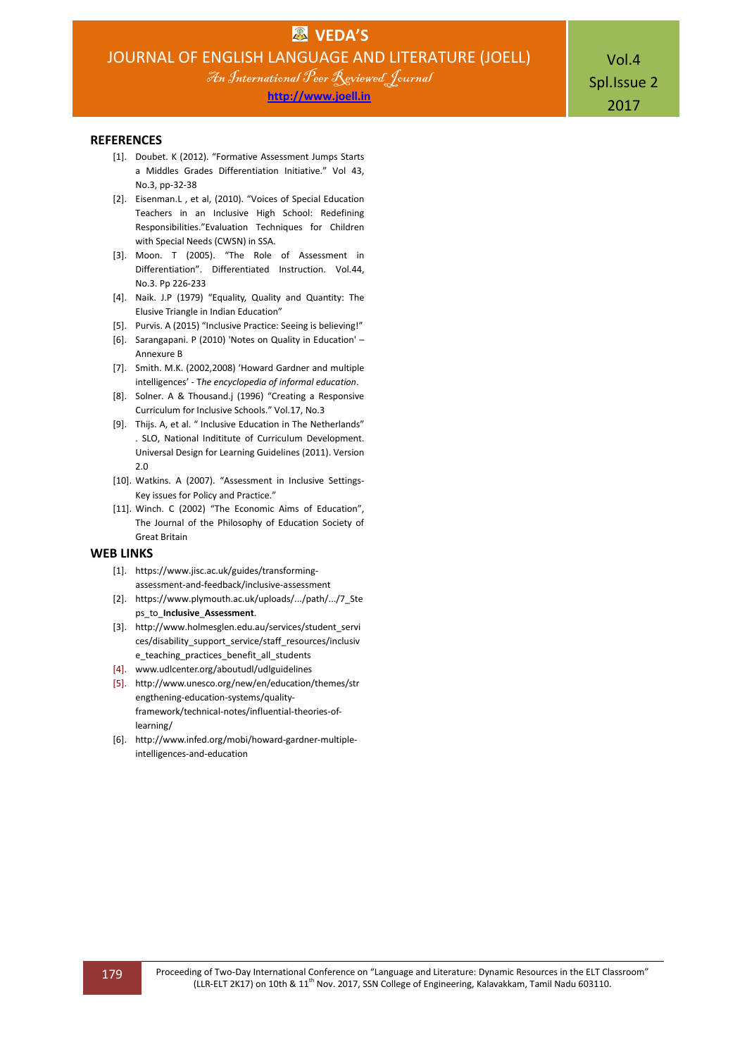## REFERENCES

[1]. Doubet. K (2012). "Formative Assessment Jumps Starts a Middles Grades Differentiation Initiative." Vol 43, No.3, pp-32-38

[2]. Eisenman.L , et al, (2010). "Voices of Special Education Teachers in an Inclusive High School: Redefining Responsibilities."Evaluation Techniques for Children with Special Needs (CWSN) in SSA.

[3]. Moon. T (2005). "The Role of Assessment in Differentiation". Differentiated Instruction. Vol.44, No.3. Pp 226-233

[4]. Naik. J.P (1979) "Equality, Quality and Quantity: The Elusive Triangle in Indian Education"

[5]. Purvis. A (2015) "Inclusive Practice: Seeing is believing!"

[6]. Sarangapani. P (2010) 'Notes on Quality in Education' – Annexure B

[7]. Smith. M.K. (2002,2008) 'Howard Gardner and multiple intelligences' - T*he encyclopedia of informal education*.

[8]. Solner. A & Thousand.j (1996) "Creating a Responsive Curriculum for Inclusive Schools." Vol.17, No.3

[9]. Thijs. A, et al. " Inclusive Education in The Netherlands" . SLO, National Indititute of Curriculum Development. Universal Design for Learning Guidelines (2011). Version 2.0

[10]. Watkins. A (2007). "Assessment in Inclusive Settings- Key issues for Policy and Practice."

[11]. Winch. C (2002) "The Economic Aims of Education", The Journal of the Philosophy of Education Society of Great Britain

## WEB LINKS

[1]. https://www.jisc.ac.uk/guides/transforming-assessment-and-feedback/inclusive-assessment

[2]. https://www.plymouth.ac.uk/uploads/.../path/.../7_Steps_to_**Inclusive_Assessment**.

[3]. http://www.holmesglen.edu.au/services/student_services/disability_support_service/staff_resources/inclusive_teaching_practices_benefit_all_students

[4]. www.udlcenter.org/aboutudl/udlguidelines

[5]. http://www.unesco.org/new/en/education/themes/strengthening-education-systems/quality-framework/technical-notes/influential-theories-of-learning/

[6]. http://www.infed.org/mobi/howard-gardner-multiple-intelligences-and-education